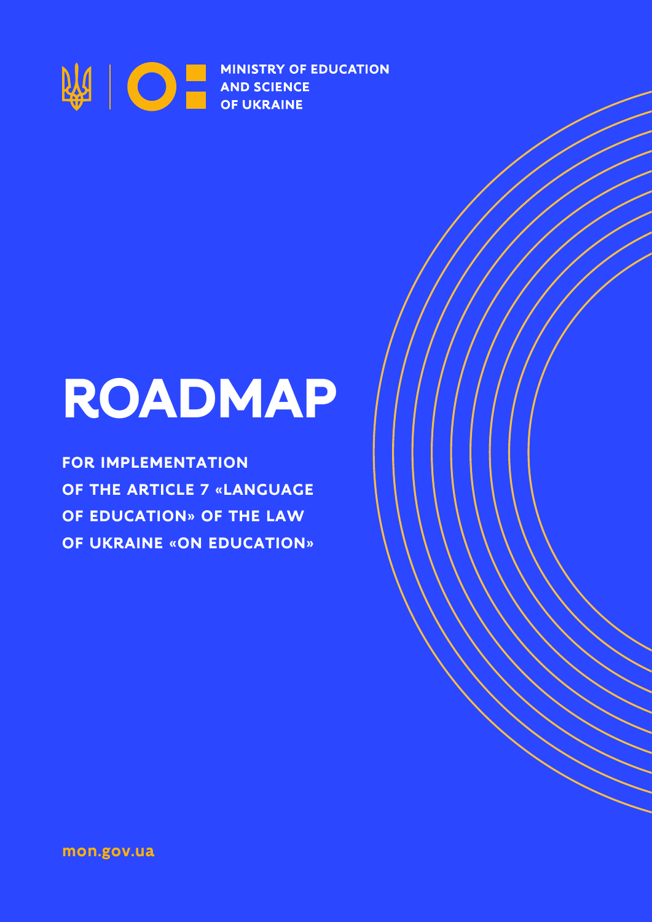MINISTRY OF EDUCATION AND SCIENCE OF UKRAINE

# ROADMAP

## FOR IMPLEMENTATION OF THE ARTICLE 7 «LANGUAGE OF EDUCATION» OF THE LAW OF UKRAINE «ON EDUCATION»

mon.gov.ua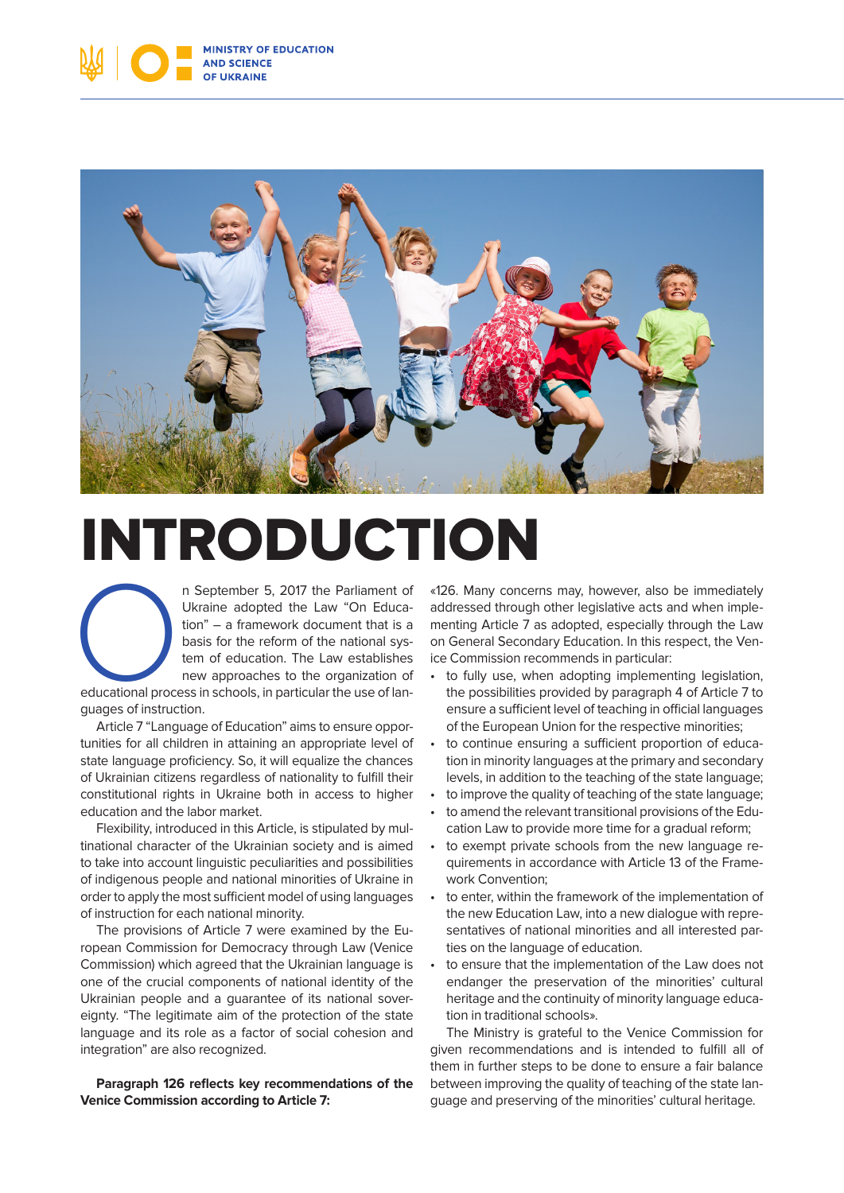# INTRODUCTION

On September 5, 2017 the Parliament of Ukraine adopted the Law "On Education" – a framework document that is a basis for the reform of the national system of education. The Law establishes new approaches to the organization of educational process in schools, in particular the use of languages of instruction.

Article 7 "Language of Education" aims to ensure opportunities for all children in attaining an appropriate level of state language proficiency. So, it will equalize the chances of Ukrainian citizens regardless of nationality to fulfill their constitutional rights in Ukraine both in access to higher education and the labor market.

Flexibility, introduced in this Article, is stipulated by multinational character of the Ukrainian society and is aimed to take into account linguistic peculiarities and possibilities of indigenous people and national minorities of Ukraine in order to apply the most sufficient model of using languages of instruction for each national minority.

The provisions of Article 7 were examined by the European Commission for Democracy through Law (Venice Commission) which agreed that the Ukrainian language is one of the crucial components of national identity of the Ukrainian people and a guarantee of its national sovereignty. "The legitimate aim of the protection of the state language and its role as a factor of social cohesion and integration" are also recognized.

**Paragraph 126 reflects key recommendations of the Venice Commission according to Article 7:**

«126. Many concerns may, however, also be immediately addressed through other legislative acts and when implementing Article 7 as adopted, especially through the Law on General Secondary Education. In this respect, the Venice Commission recommends in particular:

- to fully use, when adopting implementing legislation, the possibilities provided by paragraph 4 of Article 7 to ensure a sufficient level of teaching in official languages of the European Union for the respective minorities;
- to continue ensuring a sufficient proportion of education in minority languages at the primary and secondary levels, in addition to the teaching of the state language;
- to improve the quality of teaching of the state language;
- to amend the relevant transitional provisions of the Education Law to provide more time for a gradual reform;
- to exempt private schools from the new language requirements in accordance with Article 13 of the Framework Convention;
- to enter, within the framework of the implementation of the new Education Law, into a new dialogue with representatives of national minorities and all interested parties on the language of education.
- to ensure that the implementation of the Law does not endanger the preservation of the minorities' cultural heritage and the continuity of minority language education in traditional schools».

The Ministry is grateful to the Venice Commission for given recommendations and is intended to fulfill all of them in further steps to be done to ensure a fair balance between improving the quality of teaching of the state language and preserving of the minorities' cultural heritage.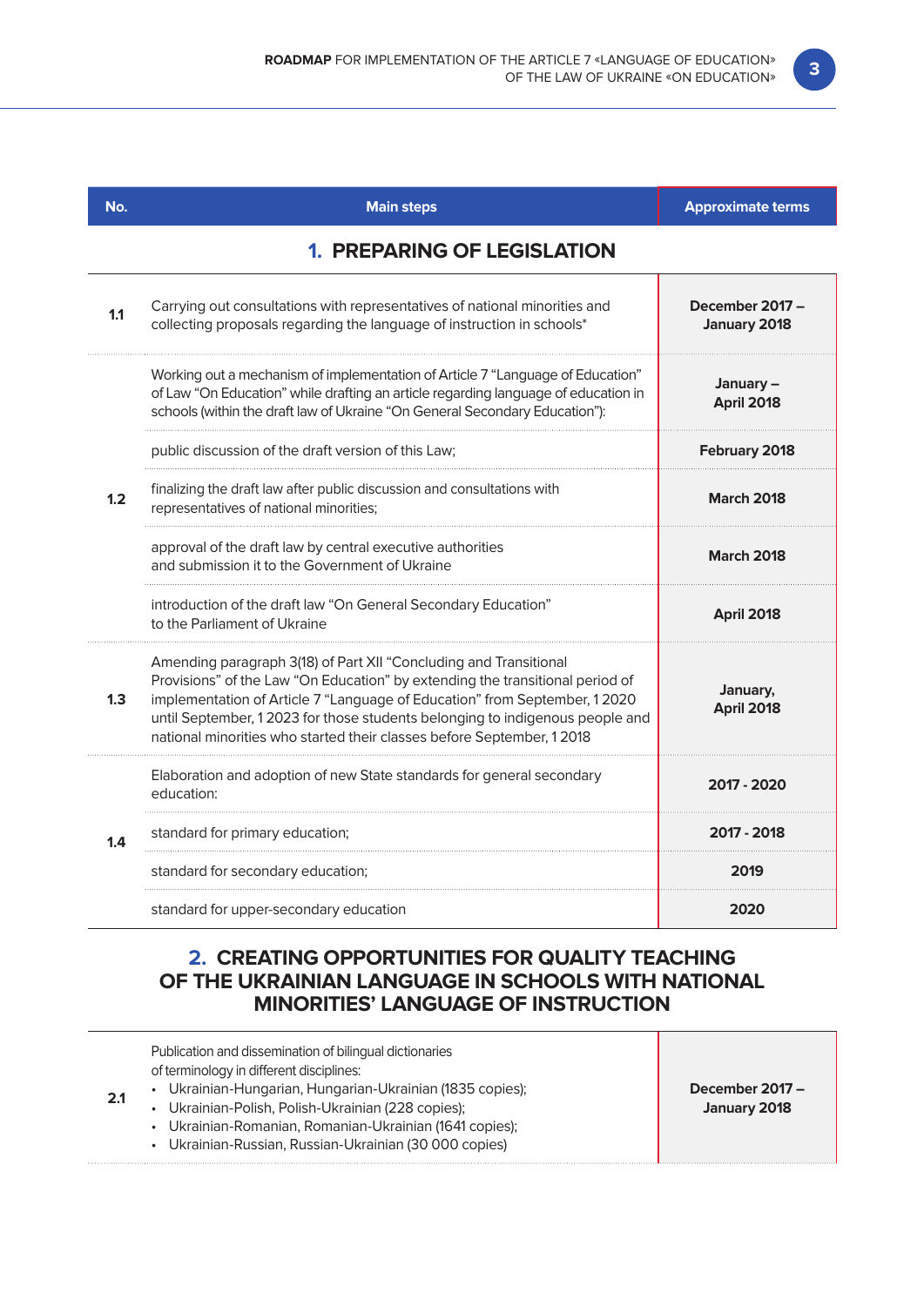| No. | Main steps | Approximate terms |
|---|---|---|
| | **1. PREPARING OF LEGISLATION** | |
| 1.1 | Carrying out consultations with representatives of national minorities and collecting proposals regarding the language of instruction in schools* | **December 2017 – January 2018** |
| 1.2 | Working out a mechanism of implementation of Article 7 "Language of Education" of Law "On Education" while drafting an article regarding language of education in schools (within the draft law of Ukraine "On General Secondary Education"): | **January – April 2018** |
| | public discussion of the draft version of this Law; | **February 2018** |
| | finalizing the draft law after public discussion and consultations with representatives of national minorities; | **March 2018** |
| | approval of the draft law by central executive authorities and submission it to the Government of Ukraine | **March 2018** |
| | introduction of the draft law "On General Secondary Education" to the Parliament of Ukraine | **April 2018** |
| 1.3 | Amending paragraph 3(18) of Part XII "Concluding and Transitional Provisions" of the Law "On Education" by extending the transitional period of implementation of Article 7 "Language of Education" from September, 1 2020 until September, 1 2023 for those students belonging to indigenous people and national minorities who started their classes before September, 1 2018 | **January, April 2018** |
| 1.4 | Elaboration and adoption of new State standards for general secondary education: | **2017 - 2020** |
| | standard for primary education; | **2017 - 2018** |
| | standard for secondary education; | **2019** |
| | standard for upper-secondary education | **2020** |
| | **2. CREATING OPPORTUNITIES FOR QUALITY TEACHING OF THE UKRAINIAN LANGUAGE IN SCHOOLS WITH NATIONAL MINORITIES' LANGUAGE OF INSTRUCTION** | |
| 2.1 | Publication and dissemination of bilingual dictionaries of terminology in different disciplines:<br>• Ukrainian-Hungarian, Hungarian-Ukrainian (1835 copies);<br>• Ukrainian-Polish, Polish-Ukrainian (228 copies);<br>• Ukrainian-Romanian, Romanian-Ukrainian (1641 copies);<br>• Ukrainian-Russian, Russian-Ukrainian (30 000 copies) | **December 2017 – January 2018** |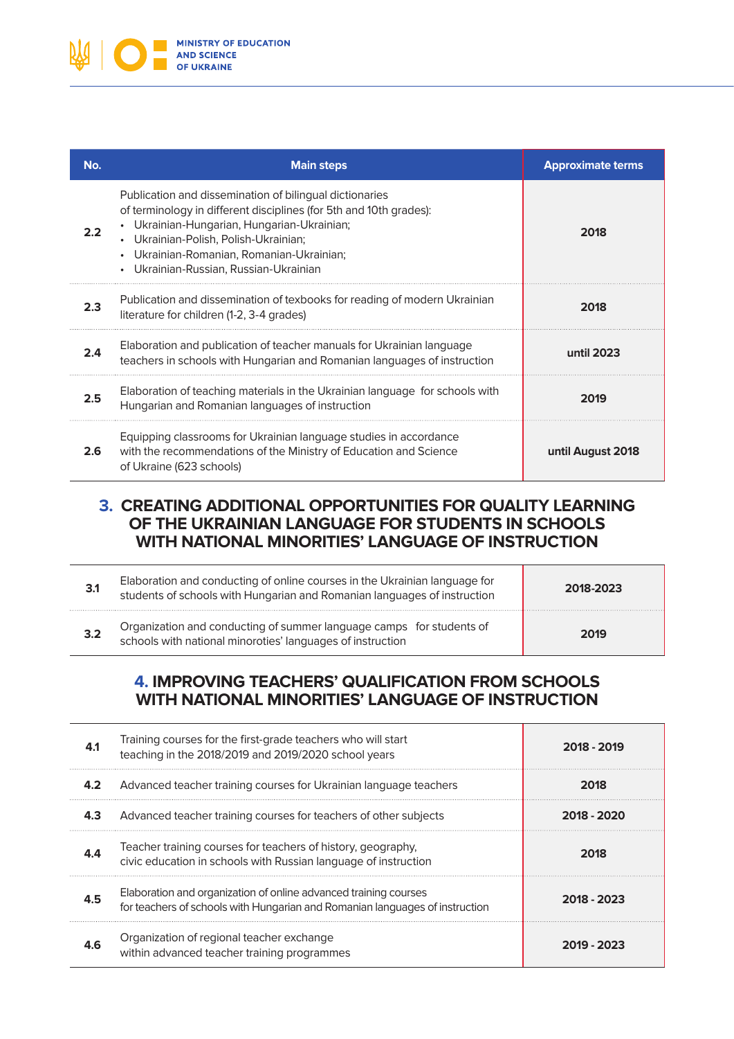| No. | Main steps | Approximate terms |
|---|---|---|
| 2.2 | Publication and dissemination of bilingual dictionaries of terminology in different disciplines (for 5th and 10th grades):<br>• Ukrainian-Hungarian, Hungarian-Ukrainian;<br>• Ukrainian-Polish, Polish-Ukrainian;<br>• Ukrainian-Romanian, Romanian-Ukrainian;<br>• Ukrainian-Russian, Russian-Ukrainian | **2018** |
| 2.3 | Publication and dissemination of texbooks for reading of modern Ukrainian literature for children (1-2, 3-4 grades) | **2018** |
| 2.4 | Elaboration and publication of teacher manuals for Ukrainian language teachers in schools with Hungarian and Romanian languages of instruction | **until 2023** |
| 2.5 | Elaboration of teaching materials in the Ukrainian language for schools with Hungarian and Romanian languages of instruction | **2019** |
| 2.6 | Equipping classrooms for Ukrainian language studies in accordance with the recommendations of the Ministry of Education and Science of Ukraine (623 schools) | **until August 2018** |

## 3. CREATING ADDITIONAL OPPORTUNITIES FOR QUALITY LEARNING OF THE UKRAINIAN LANGUAGE FOR STUDENTS IN SCHOOLS WITH NATIONAL MINORITIES' LANGUAGE OF INSTRUCTION

| No. | Main steps | Approximate terms |
|---|---|---|
| 3.1 | Elaboration and conducting of online courses in the Ukrainian language for students of schools with Hungarian and Romanian languages of instruction | **2018-2023** |
| 3.2 | Organization and conducting of summer language camps for students of schools with national minoroties' languages of instruction | **2019** |

## 4. IMPROVING TEACHERS' QUALIFICATION FROM SCHOOLS WITH NATIONAL MINORITIES' LANGUAGE OF INSTRUCTION

| No. | Main steps | Approximate terms |
|---|---|---|
| 4.1 | Training courses for the first-grade teachers who will start teaching in the 2018/2019 and 2019/2020 school years | **2018 - 2019** |
| 4.2 | Advanced teacher training courses for Ukrainian language teachers | **2018** |
| 4.3 | Advanced teacher training courses for teachers of other subjects | **2018 - 2020** |
| 4.4 | Teacher training courses for teachers of history, geography, civic education in schools with Russian language of instruction | **2018** |
| 4.5 | Elaboration and organization of online advanced training courses for teachers of schools with Hungarian and Romanian languages of instruction | **2018 - 2023** |
| 4.6 | Organization of regional teacher exchange within advanced teacher training programmes | **2019 - 2023** |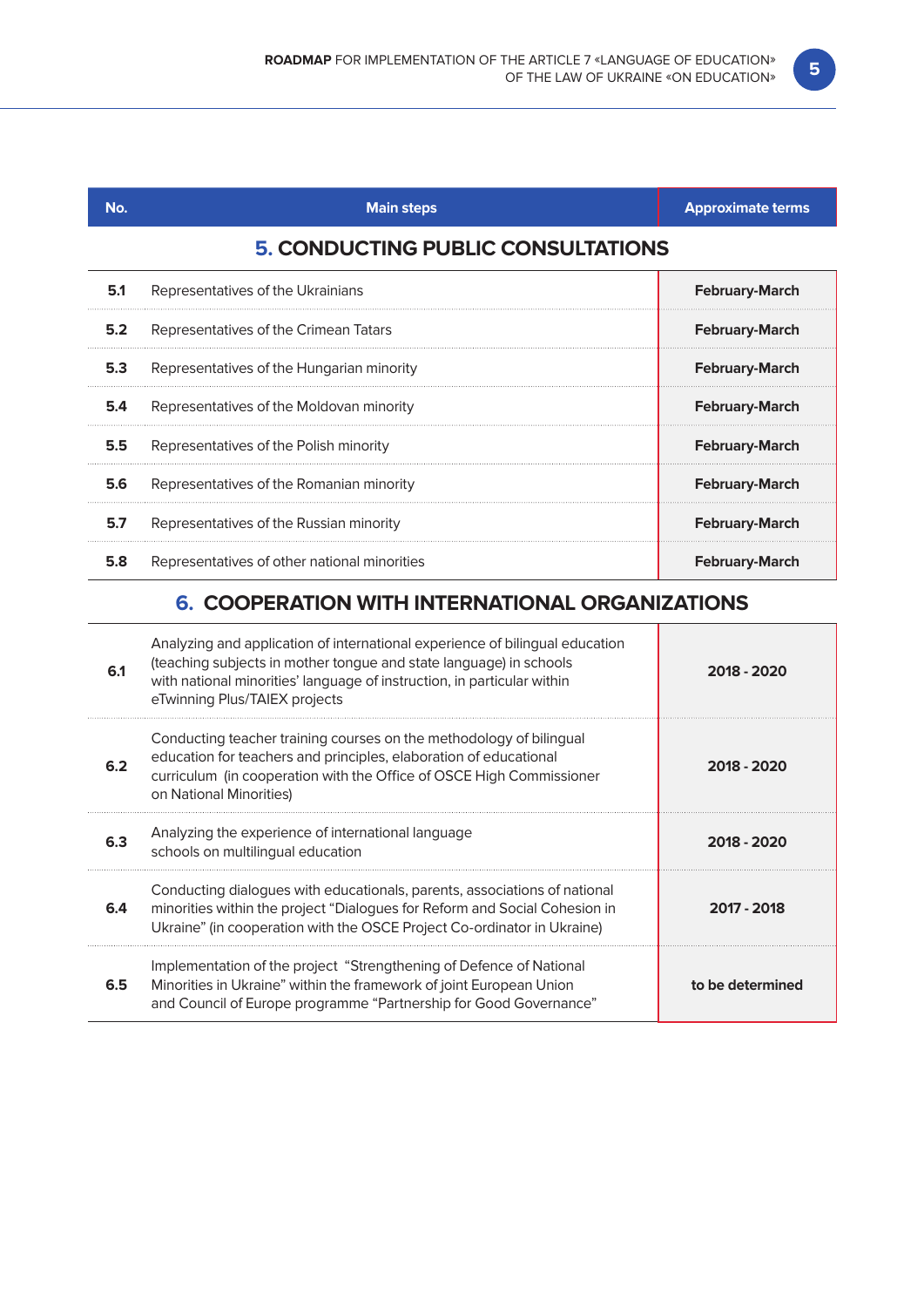| No. | Main steps | Approximate terms |
|---|---|---|
| | **5. CONDUCTING PUBLIC CONSULTATIONS** | |
| **5.1** | Representatives of the Ukrainians | **February-March** |
| **5.2** | Representatives of the Crimean Tatars | **February-March** |
| **5.3** | Representatives of the Hungarian minority | **February-March** |
| **5.4** | Representatives of the Moldovan minority | **February-March** |
| **5.5** | Representatives of the Polish minority | **February-March** |
| **5.6** | Representatives of the Romanian minority | **February-March** |
| **5.7** | Representatives of the Russian minority | **February-March** |
| **5.8** | Representatives of other national minorities | **February-March** |
| | **6. COOPERATION WITH INTERNATIONAL ORGANIZATIONS** | |
| **6.1** | Analyzing and application of international experience of bilingual education (teaching subjects in mother tongue and state language) in schools with national minorities' language of instruction, in particular within eTwinning Plus/TAIEX projects | **2018 - 2020** |
| **6.2** | Conducting teacher training courses on the methodology of bilingual education for teachers and principles, elaboration of educational curriculum (in cooperation with the Office of OSCE High Commissioner on National Minorities) | **2018 - 2020** |
| **6.3** | Analyzing the experience of international language schools on multilingual education | **2018 - 2020** |
| **6.4** | Conducting dialogues with educationals, parents, associations of national minorities within the project "Dialogues for Reform and Social Cohesion in Ukraine" (in cooperation with the OSCE Project Co-ordinator in Ukraine) | **2017 - 2018** |
| **6.5** | Implementation of the project "Strengthening of Defence of National Minorities in Ukraine" within the framework of joint European Union and Council of Europe programme "Partnership for Good Governance" | **to be determined** |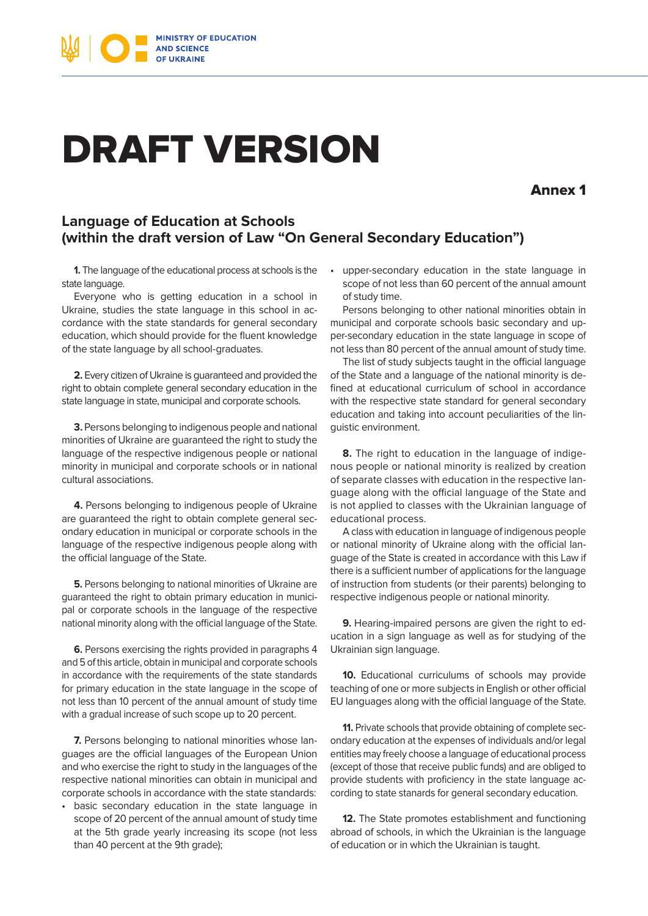# DRAFT VERSION

**Annex 1**

## Language of Education at Schools (within the draft version of Law “On General Secondary Education”)

**1.** The language of the educational process at schools is the state language.

Everyone who is getting education in a school in Ukraine, studies the state language in this school in accordance with the state standards for general secondary education, which should provide for the fluent knowledge of the state language by all school-graduates.

**2.** Every citizen of Ukraine is guaranteed and provided the right to obtain complete general secondary education in the state language in state, municipal and corporate schools.

**3.** Persons belonging to indigenous people and national minorities of Ukraine are guaranteed the right to study the language of the respective indigenous people or national minority in municipal and corporate schools or in national cultural associations.

**4.** Persons belonging to indigenous people of Ukraine are guaranteed the right to obtain complete general secondary education in municipal or corporate schools in the language of the respective indigenous people along with the official language of the State.

**5.** Persons belonging to national minorities of Ukraine are guaranteed the right to obtain primary education in municipal or corporate schools in the language of the respective national minority along with the official language of the State.

**6.** Persons exercising the rights provided in paragraphs 4 and 5 of this article, obtain in municipal and corporate schools in accordance with the requirements of the state standards for primary education in the state language in the scope of not less than 10 percent of the annual amount of study time with a gradual increase of such scope up to 20 percent.

**7.** Persons belonging to national minorities whose languages are the official languages of the European Union and who exercise the right to study in the languages of the respective national minorities can obtain in municipal and corporate schools in accordance with the state standards:

- basic secondary education in the state language in scope of 20 percent of the annual amount of study time at the 5th grade yearly increasing its scope (not less than 40 percent at the 9th grade);
- upper-secondary education in the state language in scope of not less than 60 percent of the annual amount of study time.

Persons belonging to other national minorities obtain in municipal and corporate schools basic secondary and upper-secondary education in the state language in scope of not less than 80 percent of the annual amount of study time.

The list of study subjects taught in the official language of the State and a language of the national minority is defined at educational curriculum of school in accordance with the respective state standard for general secondary education and taking into account peculiarities of the linguistic environment.

**8.** The right to education in the language of indigenous people or national minority is realized by creation of separate classes with education in the respective language along with the official language of the State and is not applied to classes with the Ukrainian language of educational process.

A class with education in language of indigenous people or national minority of Ukraine along with the official language of the State is created in accordance with this Law if there is a sufficient number of applications for the language of instruction from students (or their parents) belonging to respective indigenous people or national minority.

**9.** Hearing-impaired persons are given the right to education in a sign language as well as for studying of the Ukrainian sign language.

**10.** Educational curriculums of schools may provide teaching of one or more subjects in English or other official EU languages along with the official language of the State.

**11.** Private schools that provide obtaining of complete secondary education at the expenses of individuals and/or legal entities may freely choose a language of educational process (except of those that receive public funds) and are obliged to provide students with proficiency in the state language according to state stanards for general secondary education.

**12.** The State promotes establishment and functioning abroad of schools, in which the Ukrainian is the language of education or in which the Ukrainian is taught.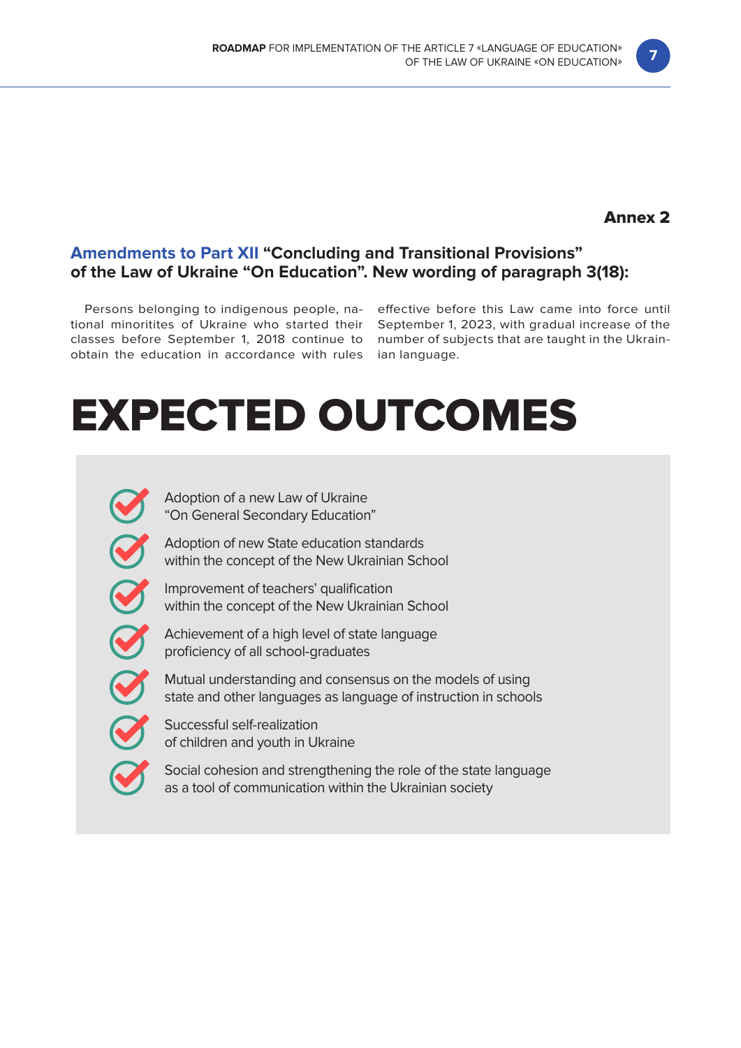**Annex 2**

## Amendments to Part XII “Concluding and Transitional Provisions” of the Law of Ukraine “On Education”. New wording of paragraph 3(18):

Persons belonging to indigenous people, national minoritites of Ukraine who started their classes before September 1, 2018 continue to obtain the education in accordance with rules effective before this Law came into force until September 1, 2023, with gradual increase of the number of subjects that are taught in the Ukrainian language.

# EXPECTED OUTCOMES

- Adoption of a new Law of Ukraine “On General Secondary Education”
- Adoption of new State education standards within the concept of the New Ukrainian School
- Improvement of teachers’ qualification within the concept of the New Ukrainian School
- Achievement of a high level of state language proficiency of all school-graduates
- Mutual understanding and consensus on the models of using state and other languages as language of instruction in schools
- Successful self-realization of children and youth in Ukraine
- Social cohesion and strengthening the role of the state language as a tool of communication within the Ukrainian society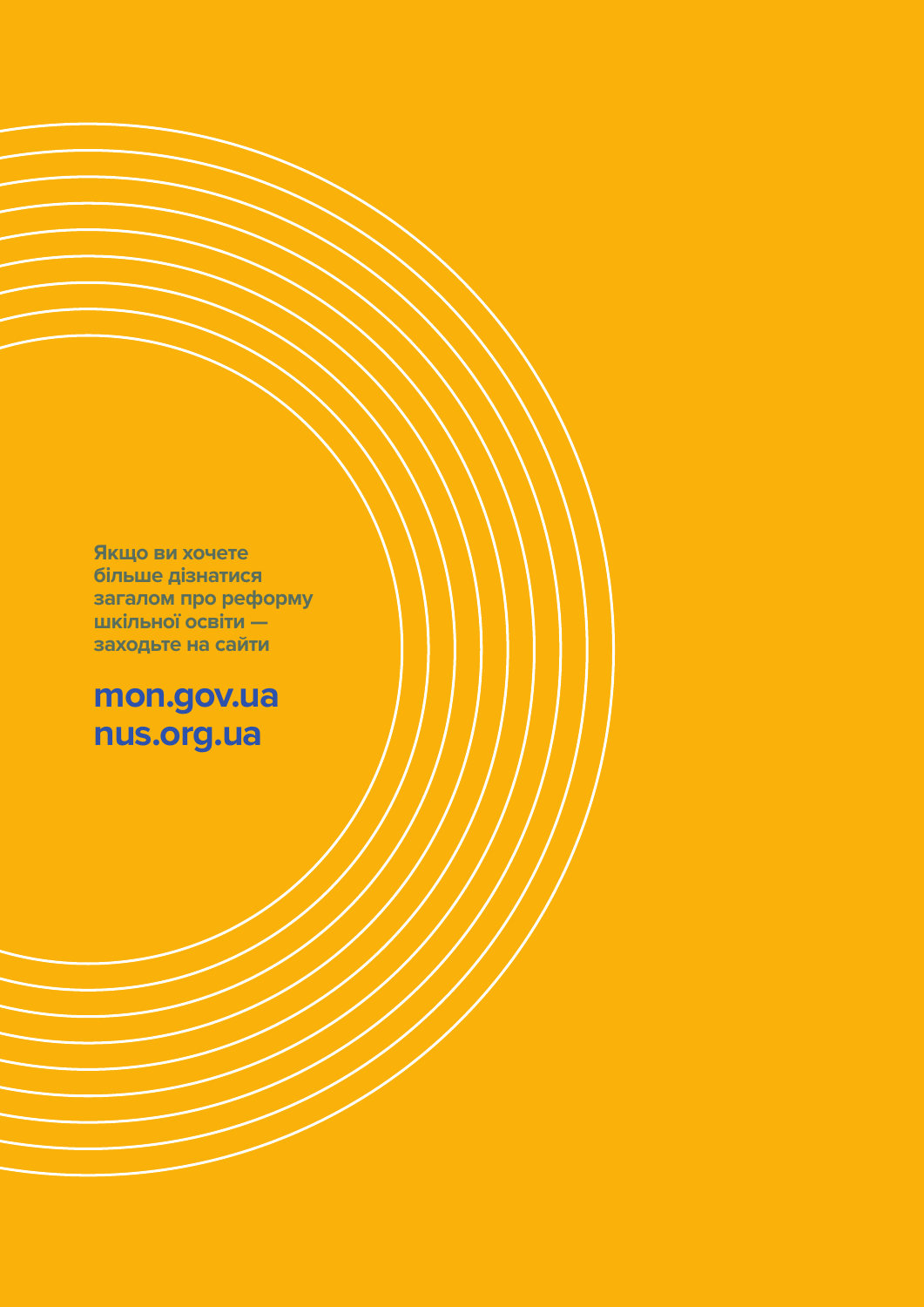**Якщо ви хочете більше дізнатися загалом про реформу шкільної освіти — заходьте на сайти**

**mon.gov.ua**
**nus.org.ua**